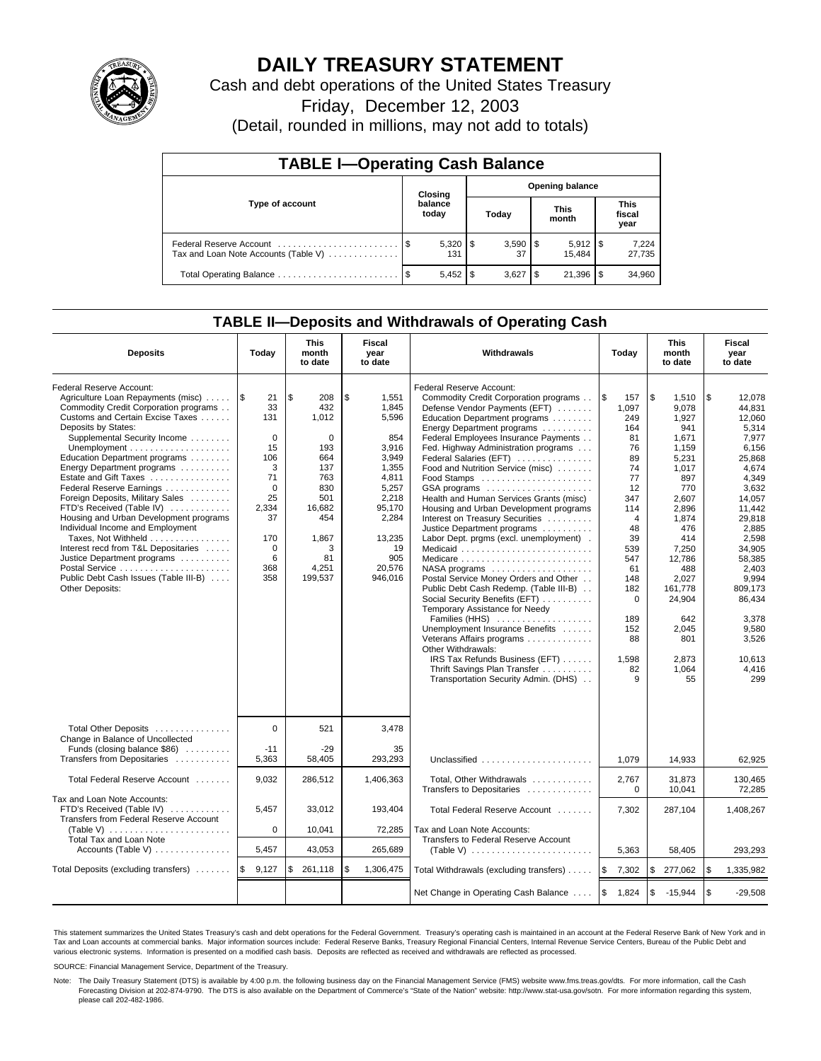# DAILY TREASURY STATEMENT

Cash and debt operations of the United States Treasury

Friday, December 12, 2003

(Detail, rounded in millions, may not add to totals)

## TABLE I—Operating Cash Balance

| Type of account | Closing balance today | Opening balance Today | Opening balance This month | Opening balance This fiscal year |
|---|---|---|---|---|
| Federal Reserve Account | $ 5,320 | $ 3,590 | $ 5,912 | $ 7,224 |
| Tax and Loan Note Accounts (Table V) | 131 | 37 | 15,484 | 27,735 |
| Total Operating Balance | $ 5,452 | $ 3,627 | $ 21,396 | $ 34,960 |

## TABLE II—Deposits and Withdrawals of Operating Cash

| Deposits | Today | This month to date | Fiscal year to date |
|---|---|---|---|
| Federal Reserve Account: | | | |
| Agriculture Loan Repayments (misc) | $ 21 | $ 208 | $ 1,551 |
| Commodity Credit Corporation programs | 33 | 432 | 1,845 |
| Customs and Certain Excise Taxes | 131 | 1,012 | 5,596 |
| Deposits by States: | | | |
| Supplemental Security Income | 0 | 0 | 854 |
| Unemployment | 15 | 193 | 3,916 |
| Education Department programs | 106 | 664 | 3,949 |
| Energy Department programs | 3 | 137 | 1,355 |
| Estate and Gift Taxes | 71 | 763 | 4,811 |
| Federal Reserve Earnings | 0 | 830 | 5,257 |
| Foreign Deposits, Military Sales | 25 | 501 | 2,218 |
| FTD's Received (Table IV) | 2,334 | 16,682 | 95,170 |
| Housing and Urban Development programs | 37 | 454 | 2,284 |
| Individual Income and Employment Taxes, Not Withheld | 170 | 1,867 | 13,235 |
| Interest recd from T&L Depositaries | 0 | 3 | 19 |
| Justice Department programs | 6 | 81 | 905 |
| Postal Service | 368 | 4,251 | 20,576 |
| Public Debt Cash Issues (Table III-B) | 358 | 199,537 | 946,016 |
| Other Deposits: | | | |
| Total Other Deposits | 0 | 521 | 3,478 |
| Change in Balance of Uncollected Funds (closing balance $86) | -11 | -29 | 35 |
| Transfers from Depositaries | 5,363 | 58,405 | 293,293 |
| Total Federal Reserve Account | 9,032 | 286,512 | 1,406,363 |
| Tax and Loan Note Accounts: | | | |
| FTD's Received (Table IV) | 5,457 | 33,012 | 193,404 |
| Transfers from Federal Reserve Account (Table V) | 0 | 10,041 | 72,285 |
| Total Tax and Loan Note Accounts (Table V) | 5,457 | 43,053 | 265,689 |
| Total Deposits (excluding transfers) | $ 9,127 | $ 261,118 | $ 1,306,475 |

| Withdrawals | Today | This month to date | Fiscal year to date |
|---|---|---|---|
| Federal Reserve Account: | | | |
| Commodity Credit Corporation programs | $ 157 | $ 1,510 | $ 12,078 |
| Defense Vendor Payments (EFT) | 1,097 | 9,078 | 44,831 |
| Education Department programs | 249 | 1,927 | 12,060 |
| Energy Department programs | 164 | 941 | 5,314 |
| Federal Employees Insurance Payments | 81 | 1,671 | 7,977 |
| Fed. Highway Administration programs | 76 | 1,159 | 6,156 |
| Federal Salaries (EFT) | 89 | 5,231 | 25,868 |
| Food and Nutrition Service (misc) | 74 | 1,017 | 4,674 |
| Food Stamps | 77 | 897 | 4,349 |
| GSA programs | 12 | 770 | 3,632 |
| Health and Human Services Grants (misc) | 347 | 2,607 | 14,057 |
| Housing and Urban Development programs | 114 | 2,896 | 11,442 |
| Interest on Treasury Securities | 4 | 1,874 | 29,818 |
| Justice Department programs | 48 | 476 | 2,885 |
| Labor Dept. prgms (excl. unemployment) | 39 | 414 | 2,598 |
| Medicaid | 539 | 7,250 | 34,905 |
| Medicare | 547 | 12,786 | 58,385 |
| NASA programs | 61 | 488 | 2,403 |
| Postal Service Money Orders and Other | 148 | 2,027 | 9,994 |
| Public Debt Cash Redemp. (Table III-B) | 182 | 161,778 | 809,173 |
| Social Security Benefits (EFT) | 0 | 24,904 | 86,434 |
| Temporary Assistance for Needy Families (HHS) | 189 | 642 | 3,378 |
| Unemployment Insurance Benefits | 152 | 2,045 | 9,580 |
| Veterans Affairs programs | 88 | 801 | 3,526 |
| Other Withdrawals: | | | |
| IRS Tax Refunds Business (EFT) | 1,598 | 2,873 | 10,613 |
| Thrift Savings Plan Transfer | 82 | 1,064 | 4,416 |
| Transportation Security Admin. (DHS) | 9 | 55 | 299 |
| Unclassified | 1,079 | 14,933 | 62,925 |
| Total, Other Withdrawals | 2,767 | 31,873 | 130,465 |
| Transfers to Depositaries | 0 | 10,041 | 72,285 |
| Total Federal Reserve Account | 7,302 | 287,104 | 1,408,267 |
| Tax and Loan Note Accounts: | | | |
| Transfers to Federal Reserve Account (Table V) | 5,363 | 58,405 | 293,293 |
| Total Withdrawals (excluding transfers) | $ 7,302 | $ 277,062 | $ 1,335,982 |
| Net Change in Operating Cash Balance | $ 1,824 | $ -15,944 | $ -29,508 |

This statement summarizes the United States Treasury's cash and debt operations for the Federal Government. Treasury's operating cash is maintained in an account at the Federal Reserve Bank of New York and in Tax and Loan accounts at commercial banks. Major information sources include: Federal Reserve Banks, Treasury Regional Financial Centers, Internal Revenue Service Centers, Bureau of the Public Debt and various electronic systems. Information is presented on a modified cash basis. Deposits are reflected as received and withdrawals are reflected as processed.

SOURCE: Financial Management Service, Department of the Treasury.

Note: The Daily Treasury Statement (DTS) is available by 4:00 p.m. the following business day on the Financial Management Service (FMS) website www.fms.treas.gov/dts. For more information, call the Cash Forecasting Division at 202-874-9790. The DTS is also available on the Department of Commerce's "State of the Nation" website: http://www.stat-usa.gov/sotn. For more information regarding this system, please call 202-482-1986.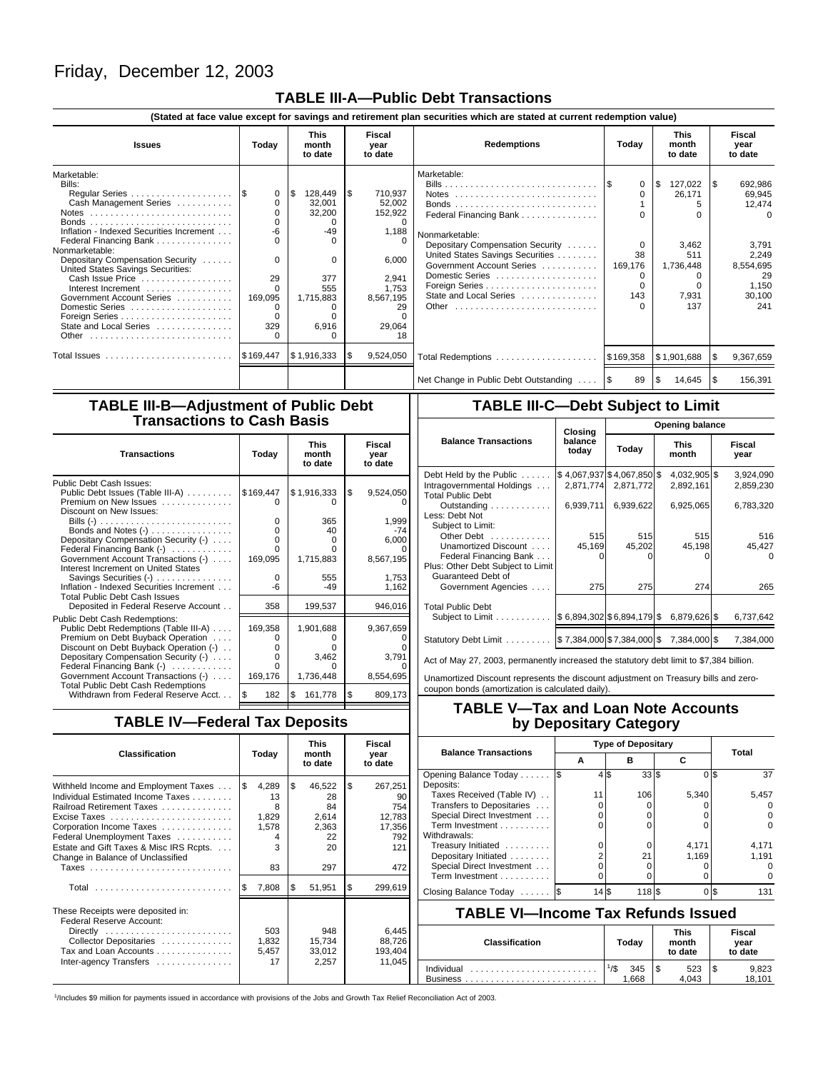Friday, December 12, 2003

## TABLE III-A—Public Debt Transactions

(Stated at face value except for savings and retirement plan securities which are stated at current redemption value)

| Issues | Today | This month to date | Fiscal year to date |
|---|---|---|---|
| Marketable: | | | |
| Bills: | | | |
| Regular Series | $ 0 | $ 128,449 | $ 710,937 |
| Cash Management Series | 0 | 32,001 | 52,002 |
| Notes | 0 | 32,200 | 152,922 |
| Bonds | 0 | 0 | 0 |
| Inflation - Indexed Securities Increment | -6 | -49 | 1,188 |
| Federal Financing Bank | 0 | 0 | 0 |
| Nonmarketable: | | | |
| Depositary Compensation Security | 0 | 0 | 6,000 |
| United States Savings Securities: | | | |
| Cash Issue Price | 29 | 377 | 2,941 |
| Interest Increment | 0 | 555 | 1,753 |
| Government Account Series | 169,095 | 1,715,883 | 8,567,195 |
| Domestic Series | 0 | 0 | 29 |
| Foreign Series | 0 | 0 | 0 |
| State and Local Series | 329 | 6,916 | 29,064 |
| Other | 0 | 0 | 18 |
| Total Issues | $169,447 | $ 1,916,333 | $ 9,524,050 |

| Redemptions | Today | This month to date | Fiscal year to date |
|---|---|---|---|
| Marketable: | | | |
| Bills | $ 0 | $ 127,022 | $ 692,986 |
| Notes | 0 | 26,171 | 69,945 |
| Bonds | 1 | 5 | 12,474 |
| Federal Financing Bank | 0 | 0 | 0 |
| Nonmarketable: | | | |
| Depositary Compensation Security | 0 | 3,462 | 3,791 |
| United States Savings Securities | 38 | 511 | 2,249 |
| Government Account Series | 169,176 | 1,736,448 | 8,554,695 |
| Domestic Series | 0 | 0 | 29 |
| Foreign Series | 0 | 0 | 1,150 |
| State and Local Series | 143 | 7,931 | 30,100 |
| Other | 0 | 137 | 241 |
| Total Redemptions | $169,358 | $ 1,901,688 | $ 9,367,659 |
| Net Change in Public Debt Outstanding | $ 89 | $ 14,645 | $ 156,391 |

## TABLE III-B—Adjustment of Public Debt Transactions to Cash Basis

| Transactions | Today | This month to date | Fiscal year to date |
|---|---|---|---|
| Public Debt Cash Issues: | | | |
| Public Debt Issues (Table III-A) | $169,447 | $ 1,916,333 | $ 9,524,050 |
| Premium on New Issues | 0 | 0 | 0 |
| Discount on New Issues: | | | |
| Bills (-) | 0 | 365 | 1,999 |
| Bonds and Notes (-) | 0 | 40 | -74 |
| Depositary Compensation Security (-) | 0 | 0 | 6,000 |
| Federal Financing Bank (-) | 0 | 0 | 0 |
| Government Account Transactions (-) | 169,095 | 1,715,883 | 8,567,195 |
| Interest Increment on United States Savings Securities (-) | 0 | 555 | 1,753 |
| Inflation - Indexed Securities Increment | -6 | -49 | 1,162 |
| Total Public Debt Cash Issues Deposited in Federal Reserve Account | 358 | 199,537 | 946,016 |
| Public Debt Cash Redemptions: | | | |
| Public Debt Redemptions (Table III-A) | 169,358 | 1,901,688 | 9,367,659 |
| Premium on Debt Buyback Operation | 0 | 0 | 0 |
| Discount on Debt Buyback Operation (-) | 0 | 0 | 0 |
| Depositary Compensation Security (-) | 0 | 3,462 | 3,791 |
| Federal Financing Bank (-) | 0 | 0 | 0 |
| Government Account Transactions (-) | 169,176 | 1,736,448 | 8,554,695 |
| Total Public Debt Cash Redemptions Withdrawn from Federal Reserve Acct. | $ 182 | $ 161,778 | $ 809,173 |

## TABLE III-C—Debt Subject to Limit

| Balance Transactions | Closing balance today | Opening balance Today | This month | Fiscal year |
|---|---|---|---|---|
| Debt Held by the Public | $ 4,067,937 | $ 4,067,850 | $ 4,032,905 | $ 3,924,090 |
| Intragovernmental Holdings | 2,871,774 | 2,871,772 | 2,892,161 | 2,859,230 |
| Total Public Debt Outstanding | 6,939,711 | 6,939,622 | 6,925,065 | 6,783,320 |
| Less: Debt Not Subject to Limit: | | | | |
| Other Debt | 515 | 515 | 515 | 516 |
| Unamortized Discount | 45,169 | 45,202 | 45,198 | 45,427 |
| Federal Financing Bank | 0 | 0 | 0 | 0 |
| Plus: Other Debt Subject to Limit Guaranteed Debt of Government Agencies | 275 | 275 | 274 | 265 |
| Total Public Debt Subject to Limit | $ 6,894,302 | $ 6,894,179 | $ 6,879,626 | $ 6,737,642 |
| Statutory Debt Limit | $ 7,384,000 | $ 7,384,000 | $ 7,384,000 | $ 7,384,000 |

Act of May 27, 2003, permanently increased the statutory debt limit to $7,384 billion.

Unamortized Discount represents the discount adjustment on Treasury bills and zero-coupon bonds (amortization is calculated daily).

## TABLE IV—Federal Tax Deposits

| Classification | Today | This month to date | Fiscal year to date |
|---|---|---|---|
| Withheld Income and Employment Taxes | $ 4,289 | $ 46,522 | $ 267,251 |
| Individual Estimated Income Taxes | 13 | 28 | 90 |
| Railroad Retirement Taxes | 8 | 84 | 754 |
| Excise Taxes | 1,829 | 2,614 | 12,783 |
| Corporation Income Taxes | 1,578 | 2,363 | 17,356 |
| Federal Unemployment Taxes | 4 | 22 | 792 |
| Estate and Gift Taxes & Misc IRS Rcpts. | 3 | 20 | 121 |
| Change in Balance of Unclassified Taxes | 83 | 297 | 472 |
| Total | $ 7,808 | $ 51,951 | $ 299,619 |
| These Receipts were deposited in: | | | |
| Federal Reserve Account: | | | |
| Directly | 503 | 948 | 6,445 |
| Collector Depositaries | 1,832 | 15,734 | 88,726 |
| Tax and Loan Accounts | 5,457 | 33,012 | 193,404 |
| Inter-agency Transfers | 17 | 2,257 | 11,045 |

## TABLE V—Tax and Loan Note Accounts by Depositary Category

| Balance Transactions | Type of Depositary A | B | C | Total |
|---|---|---|---|---|
| Opening Balance Today | $ 4 | $ 33 | $ 0 | $ 37 |
| Deposits: | | | | |
| Taxes Received (Table IV) | 11 | 106 | 5,340 | 5,457 |
| Transfers to Depositaries | 0 | 0 | 0 | 0 |
| Special Direct Investment | 0 | 0 | 0 | 0 |
| Term Investment | 0 | 0 | 0 | 0 |
| Withdrawals: | | | | |
| Treasury Initiated | 0 | 0 | 4,171 | 4,171 |
| Depositary Initiated | 2 | 21 | 1,169 | 1,191 |
| Special Direct Investment | 0 | 0 | 0 | 0 |
| Term Investment | 0 | 0 | 0 | 0 |
| Closing Balance Today | $ 14 | $ 118 | $ 0 | $ 131 |

## TABLE VI—Income Tax Refunds Issued

| Classification | Today | This month to date | Fiscal year to date |
|---|---|---|---|
| Individual | [1]$ 345 | $ 523 | $ 9,823 |
| Business | 1,668 | 4,043 | 18,101 |

[1]Includes $9 million for payments issued in accordance with provisions of the Jobs and Growth Tax Relief Reconciliation Act of 2003.